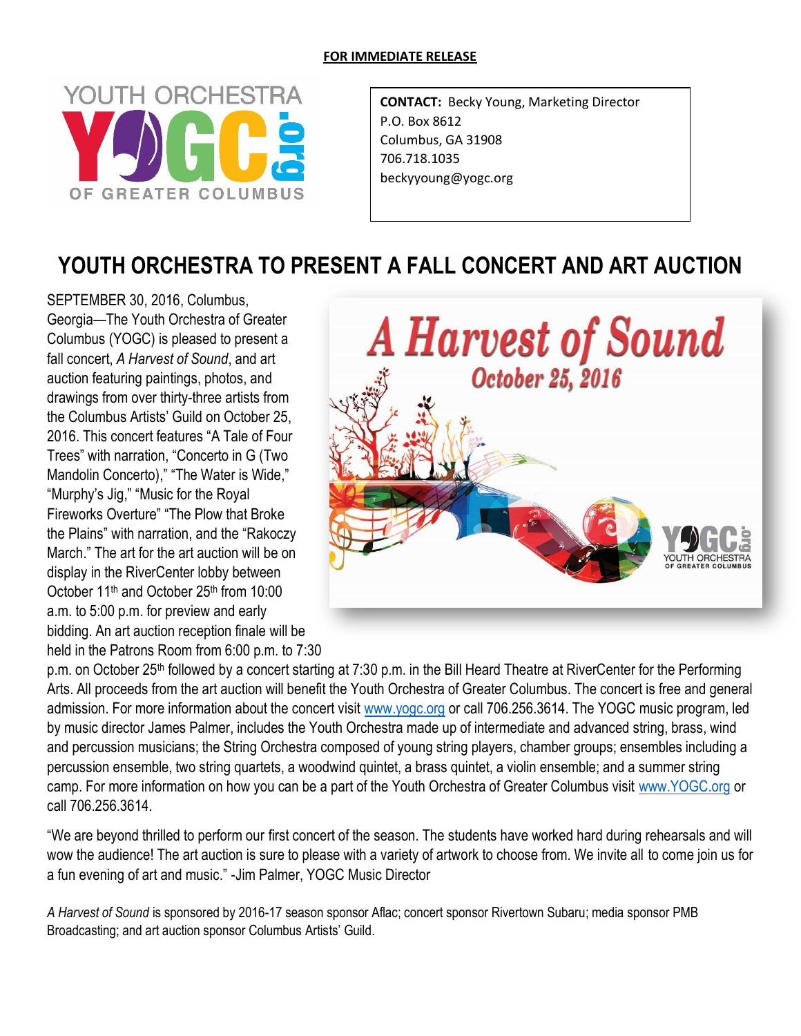**FOR IMMEDIATE RELEASE**

**CONTACT:** Becky Young, Marketing Director
P.O. Box 8612
Columbus, GA 31908
706.718.1035
beckyyoung@yogc.org

# YOUTH ORCHESTRA TO PRESENT A FALL CONCERT AND ART AUCTION

SEPTEMBER 30, 2016, Columbus, Georgia—The Youth Orchestra of Greater Columbus (YOGC) is pleased to present a fall concert, *A Harvest of Sound*, and art auction featuring paintings, photos, and drawings from over thirty-three artists from the Columbus Artists' Guild on October 25, 2016. This concert features "A Tale of Four Trees" with narration, "Concerto in G (Two Mandolin Concerto)," "The Water is Wide," "Murphy's Jig," "Music for the Royal Fireworks Overture" "The Plow that Broke the Plains" with narration, and the "Rakoczy March." The art for the art auction will be on display in the RiverCenter lobby between October 11th and October 25th from 10:00 a.m. to 5:00 p.m. for preview and early bidding. An art auction reception finale will be held in the Patrons Room from 6:00 p.m. to 7:30 p.m. on October 25th followed by a concert starting at 7:30 p.m. in the Bill Heard Theatre at RiverCenter for the Performing Arts. All proceeds from the art auction will benefit the Youth Orchestra of Greater Columbus. The concert is free and general admission. For more information about the concert visit www.yogc.org or call 706.256.3614. The YOGC music program, led by music director James Palmer, includes the Youth Orchestra made up of intermediate and advanced string, brass, wind and percussion musicians; the String Orchestra composed of young string players, chamber groups; ensembles including a percussion ensemble, two string quartets, a woodwind quintet, a brass quintet, a violin ensemble; and a summer string camp. For more information on how you can be a part of the Youth Orchestra of Greater Columbus visit www.YOGC.org or call 706.256.3614.

"We are beyond thrilled to perform our first concert of the season. The students have worked hard during rehearsals and will wow the audience! The art auction is sure to please with a variety of artwork to choose from. We invite all to come join us for a fun evening of art and music." -Jim Palmer, YOGC Music Director

*A Harvest of Sound* is sponsored by 2016-17 season sponsor Aflac; concert sponsor Rivertown Subaru; media sponsor PMB Broadcasting; and art auction sponsor Columbus Artists' Guild.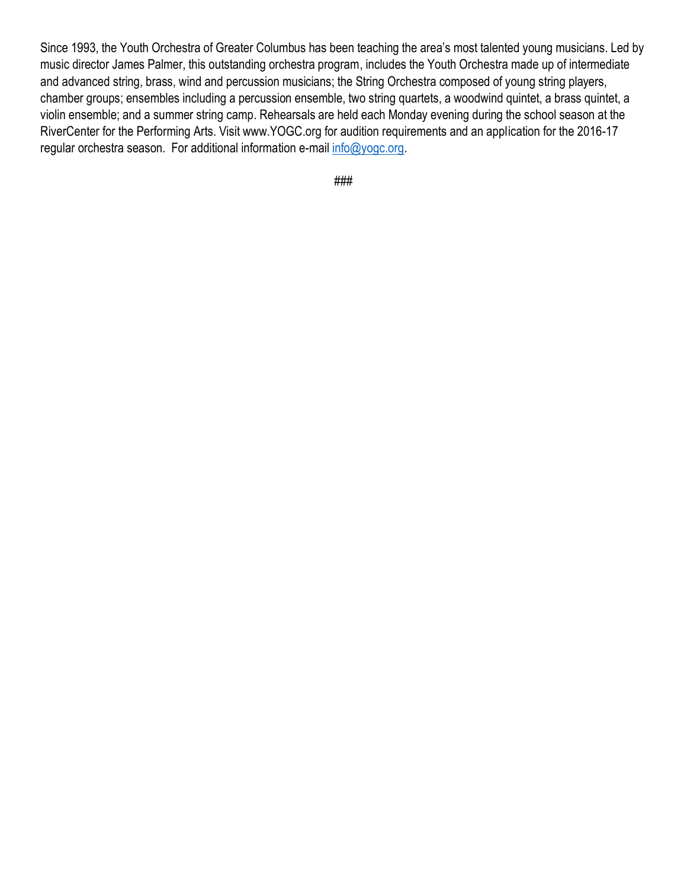Since 1993, the Youth Orchestra of Greater Columbus has been teaching the area's most talented young musicians. Led by music director James Palmer, this outstanding orchestra program, includes the Youth Orchestra made up of intermediate and advanced string, brass, wind and percussion musicians; the String Orchestra composed of young string players, chamber groups; ensembles including a percussion ensemble, two string quartets, a woodwind quintet, a brass quintet, a violin ensemble; and a summer string camp. Rehearsals are held each Monday evening during the school season at the RiverCenter for the Performing Arts. Visit www.YOGC.org for audition requirements and an application for the 2016-17 regular orchestra season. For additional information e-mail info@yogc.org.

###